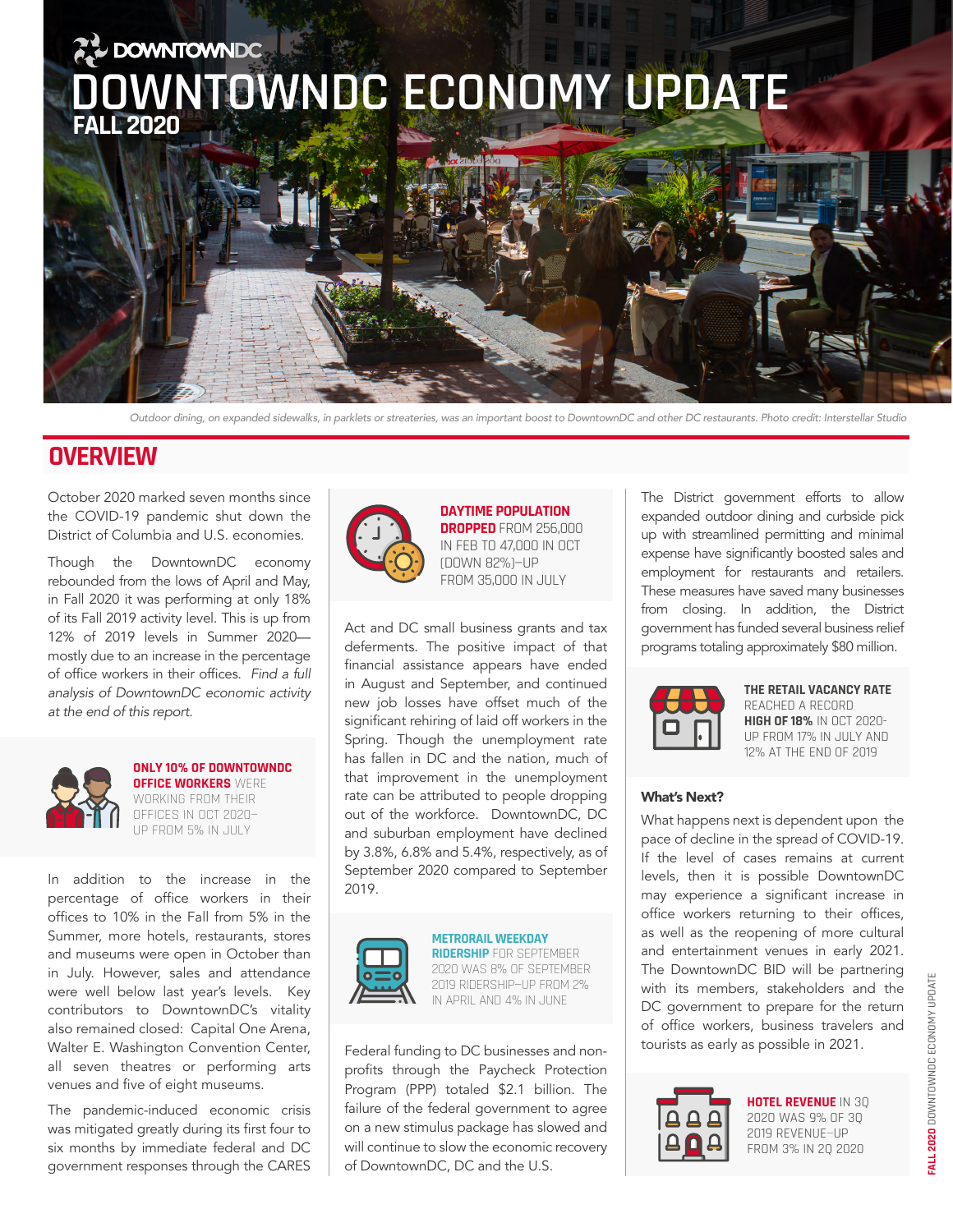# DOWNTOWNDC ECONOMY UPDATE

**FALL 2020**

*Outdoor dining, on expanded sidewalks, in parklets or streateries, was an important boost to DowntownDC and other DC restaurants. Photo credit: Interstellar Studio*

## OVERVIEW

October 2020 marked seven months since the COVID-19 pandemic shut down the District of Columbia and U.S. economies.

Though the DowntownDC economy rebounded from the lows of April and May, in Fall 2020 it was performing at only 18% of its Fall 2019 activity level. This is up from 12% of 2019 levels in Summer 2020—mostly due to an increase in the percentage of office workers in their offices. *Find a full analysis of DowntownDC economic activity at the end of this report.*

**ONLY 10% OF DOWNTOWNDC OFFICE WORKERS** WERE WORKING FROM THEIR OFFICES IN OCT 2020–UP FROM 5% IN JULY

In addition to the increase in the percentage of office workers in their offices to 10% in the Fall from 5% in the Summer, more hotels, restaurants, stores and museums were open in October than in July. However, sales and attendance were well below last year's levels. Key contributors to DowntownDC's vitality also remained closed: Capital One Arena, Walter E. Washington Convention Center, all seven theatres or performing arts venues and five of eight museums.

The pandemic-induced economic crisis was mitigated greatly during its first four to six months by immediate federal and DC government responses through the CARES Act and DC small business grants and tax deferments. The positive impact of that financial assistance appears have ended in August and September, and continued new job losses have offset much of the significant rehiring of laid off workers in the Spring. Though the unemployment rate has fallen in DC and the nation, much of that improvement in the unemployment rate can be attributed to people dropping out of the workforce. DowntownDC, DC and suburban employment have declined by 3.8%, 6.8% and 5.4%, respectively, as of September 2020 compared to September 2019.

**DAYTIME POPULATION DROPPED** FROM 256,000 IN FEB TO 47,000 IN OCT (DOWN 82%)–UP FROM 35,000 IN JULY

**METRORAIL WEEKDAY RIDERSHIP** FOR SEPTEMBER 2020 WAS 8% OF SEPTEMBER 2019 RIDERSHIP–UP FROM 2% IN APRIL AND 4% IN JUNE

Federal funding to DC businesses and non-profits through the Paycheck Protection Program (PPP) totaled $2.1 billion. The failure of the federal government to agree on a new stimulus package has slowed and will continue to slow the economic recovery of DowntownDC, DC and the U.S.

The District government efforts to allow expanded outdoor dining and curbside pick up with streamlined permitting and minimal expense have significantly boosted sales and employment for restaurants and retailers. These measures have saved many businesses from closing. In addition, the District government has funded several business relief programs totaling approximately $80 million.

**THE RETAIL VACANCY RATE** REACHED A RECORD **HIGH OF 18%** IN OCT 2020–UP FROM 17% IN JULY AND 12% AT THE END OF 2019

### What's Next?

What happens next is dependent upon the pace of decline in the spread of COVID-19. If the level of cases remains at current levels, then it is possible DowntownDC may experience a significant increase in office workers returning to their offices, as well as the reopening of more cultural and entertainment venues in early 2021. The DowntownDC BID will be partnering with its members, stakeholders and the DC government to prepare for the return of office workers, business travelers and tourists as early as possible in 2021.

**HOTEL REVENUE** IN 3Q 2020 WAS 9% OF 3Q 2019 REVENUE–UP FROM 3% IN 2Q 2020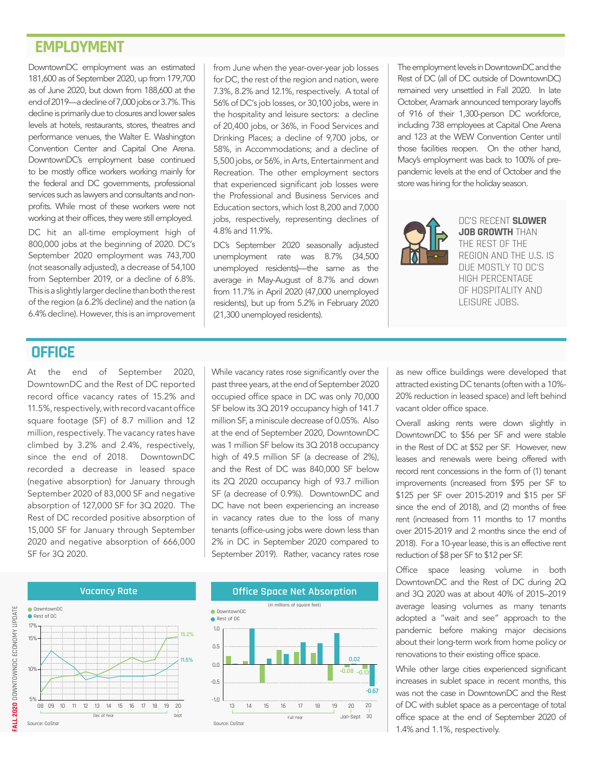## EMPLOYMENT

DowntownDC employment was an estimated 181,600 as of September 2020, up from 179,700 as of June 2020, but down from 188,600 at the end of 2019—a decline of 7,000 jobs or 3.7%. This decline is primarily due to closures and lower sales levels at hotels, restaurants, stores, theatres and performance venues, the Walter E. Washington Convention Center and Capital One Arena. DowntownDC's employment base continued to be mostly office workers working mainly for the federal and DC governments, professional services such as lawyers and consultants and non-profits. While most of these workers were not working at their offices, they were still employed.

DC hit an all-time employment high of 800,000 jobs at the beginning of 2020. DC's September 2020 employment was 743,700 (not seasonally adjusted), a decrease of 54,100 from September 2019, or a decline of 6.8%. This is a slightly larger decline than both the rest of the region (a 6.2% decline) and the nation (a 6.4% decline). However, this is an improvement from June when the year-over-year job losses for DC, the rest of the region and nation, were 7.3%, 8.2% and 12.1%, respectively. A total of 56% of DC's job losses, or 30,100 jobs, were in the hospitality and leisure sectors: a decline of 20,400 jobs, or 36%, in Food Services and Drinking Places; a decline of 9,700 jobs, or 58%, in Accommodations; and a decline of 5,500 jobs, or 56%, in Arts, Entertainment and Recreation. The other employment sectors that experienced significant job losses were the Professional and Business Services and Education sectors, which lost 8,200 and 7,000 jobs, respectively, representing declines of 4.8% and 11.9%.

DC's September 2020 seasonally adjusted unemployment rate was 8.7% (34,500 unemployed residents)—the same as the average in May-August of 8.7% and down from 11.7% in April 2020 (47,000 unemployed residents), but up from 5.2% in February 2020 (21,300 unemployed residents).

The employment levels in DowntownDC and the Rest of DC (all of DC outside of DowntownDC) remained very unsettled in Fall 2020. In late October, Aramark announced temporary layoffs of 916 of their 1,300-person DC workforce, including 738 employees at Capital One Arena and 123 at the WEW Convention Center until those facilities reopen. On the other hand, Macy's employment was back to 100% of pre-pandemic levels at the end of October and the store was hiring for the holiday season.

DC'S RECENT **SLOWER JOB GROWTH** THAN THE REST OF THE REGION AND THE U.S. IS DUE MOSTLY TO DC'S HIGH PERCENTAGE OF HOSPITALITY AND LEISURE JOBS.

## OFFICE

At the end of September 2020, DowntownDC and the Rest of DC reported record office vacancy rates of 15.2% and 11.5%, respectively, with record vacant office square footage (SF) of 8.7 million and 12 million, respectively. The vacancy rates have climbed by 3.2% and 2.4%, respectively, since the end of 2018. DowntownDC recorded a decrease in leased space (negative absorption) for January through September 2020 of 83,000 SF and negative absorption of 127,000 SF for 3Q 2020. The Rest of DC recorded positive absorption of 15,000 SF for January through September 2020 and negative absorption of 666,000 SF for 3Q 2020.

While vacancy rates rose significantly over the past three years, at the end of September 2020 occupied office space in DC was only 70,000 SF below its 3Q 2019 occupancy high of 141.7 million SF, a miniscule decrease of 0.05%. Also at the end of September 2020, DowntownDC was 1 million SF below its 3Q 2018 occupancy high of 49.5 million SF (a decrease of 2%), and the Rest of DC was 840,000 SF below its 2Q 2020 occupancy high of 93.7 million SF (a decrease of 0.9%). DowntownDC and DC have not been experiencing an increase in vacancy rates due to the loss of many tenants (office-using jobs were down less than 2% in DC in September 2020 compared to September 2019). Rather, vacancy rates rose as new office buildings were developed that attracted existing DC tenants (often with a 10%-20% reduction in leased space) and left behind vacant older office space.

Overall asking rents were down slightly in DowntownDC to $56 per SF and were stable in the Rest of DC at $52 per SF. However, new leases and renewals were being offered with record rent concessions in the form of (1) tenant improvements (increased from $95 per SF to $125 per SF over 2015-2019 and $15 per SF since the end of 2018), and (2) months of free rent (increased from 11 months to 17 months over 2015-2019 and 2 months since the end of 2018). For a 10-year lease, this is an effective rent reduction of $8 per SF to $12 per SF.

Office space leasing volume in both DowntownDC and the Rest of DC during 2Q and 3Q 2020 was at about 40% of 2015–2019 average leasing volumes as many tenants adopted a "wait and see" approach to the pandemic before making major decisions about their long-term work from home policy or renovations to their existing office space.

While other large cities experienced significant increases in sublet space in recent months, this was not the case in DowntownDC and the Rest of DC with sublet space as a percentage of total office space at the end of September 2020 of 1.4% and 1.1%, respectively.

**Vacancy Rate**

DowntownDC / Rest of DC (Dec of Year 08–19, Sept 20): DowntownDC 15.2%, Rest of DC 11.5% (Sept 20)

Source: CoStar

**Office Space Net Absorption**

(in millions of square feet)

DowntownDC / Rest of DC (Full Year 13–19; 20 Jan-Sept: 0.02, -0.08; 20 3Q: -0.13, -0.67)

Source: CoStar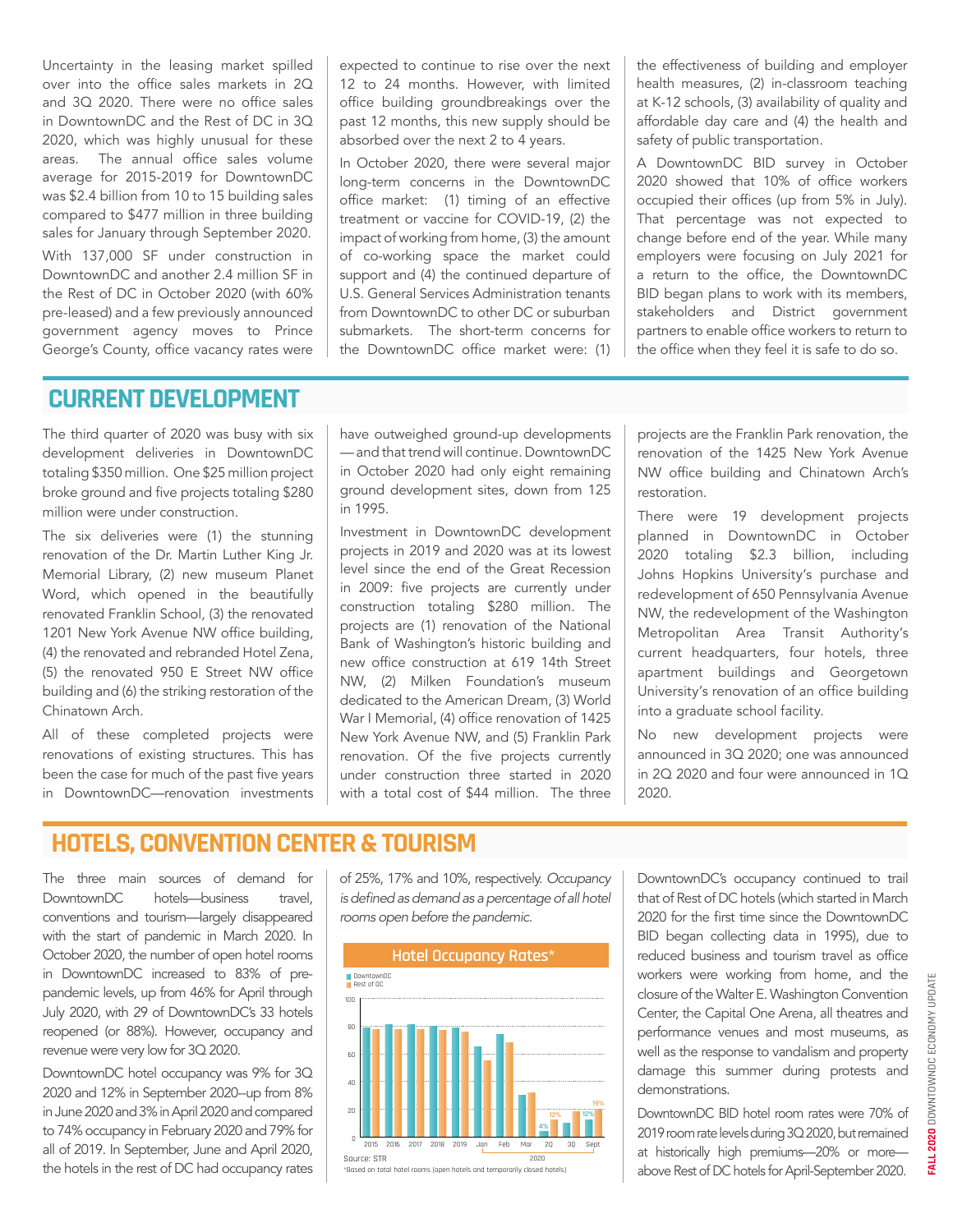Uncertainty in the leasing market spilled over into the office sales markets in 2Q and 3Q 2020. There were no office sales in DowntownDC and the Rest of DC in 3Q 2020, which was highly unusual for these areas. The annual office sales volume average for 2015-2019 for DowntownDC was $2.4 billion from 10 to 15 building sales compared to $477 million in three building sales for January through September 2020.

With 137,000 SF under construction in DowntownDC and another 2.4 million SF in the Rest of DC in October 2020 (with 60% pre-leased) and a few previously announced government agency moves to Prince George's County, office vacancy rates were expected to continue to rise over the next 12 to 24 months. However, with limited office building groundbreakings over the past 12 months, this new supply should be absorbed over the next 2 to 4 years.

In October 2020, there were several major long-term concerns in the DowntownDC office market: (1) timing of an effective treatment or vaccine for COVID-19, (2) the impact of working from home, (3) the amount of co-working space the market could support and (4) the continued departure of U.S. General Services Administration tenants from DowntownDC to other DC or suburban submarkets. The short-term concerns for the DowntownDC office market were: (1) the effectiveness of building and employer health measures, (2) in-classroom teaching at K-12 schools, (3) availability of quality and affordable day care and (4) the health and safety of public transportation.

A DowntownDC BID survey in October 2020 showed that 10% of office workers occupied their offices (up from 5% in July). That percentage was not expected to change before end of the year. While many employers were focusing on July 2021 for a return to the office, the DowntownDC BID began plans to work with its members, stakeholders and District government partners to enable office workers to return to the office when they feel it is safe to do so.

## CURRENT DEVELOPMENT

The third quarter of 2020 was busy with six development deliveries in DowntownDC totaling $350 million. One $25 million project broke ground and five projects totaling $280 million were under construction.

The six deliveries were (1) the stunning renovation of the Dr. Martin Luther King Jr. Memorial Library, (2) new museum Planet Word, which opened in the beautifully renovated Franklin School, (3) the renovated 1201 New York Avenue NW office building, (4) the renovated and rebranded Hotel Zena, (5) the renovated 950 E Street NW office building and (6) the striking restoration of the Chinatown Arch.

All of these completed projects were renovations of existing structures. This has been the case for much of the past five years in DowntownDC—renovation investments have outweighed ground-up developments —and that trend will continue. DowntownDC in October 2020 had only eight remaining ground development sites, down from 125 in 1995.

Investment in DowntownDC development projects in 2019 and 2020 was at its lowest level since the end of the Great Recession in 2009: five projects are currently under construction totaling $280 million. The projects are (1) renovation of the National Bank of Washington's historic building and new office construction at 619 14th Street NW, (2) Milken Foundation's museum dedicated to the American Dream, (3) World War I Memorial, (4) office renovation of 1425 New York Avenue NW, and (5) Franklin Park renovation. Of the five projects currently under construction three started in 2020 with a total cost of $44 million. The three projects are the Franklin Park renovation, the renovation of the 1425 New York Avenue NW office building and Chinatown Arch's restoration.

There were 19 development projects planned in DowntownDC in October 2020 totaling $2.3 billion, including Johns Hopkins University's purchase and redevelopment of 650 Pennsylvania Avenue NW, the redevelopment of the Washington Metropolitan Area Transit Authority's current headquarters, four hotels, three apartment buildings and Georgetown University's renovation of an office building into a graduate school facility.

No new development projects were announced in 3Q 2020; one was announced in 2Q 2020 and four were announced in 1Q 2020.

## HOTELS, CONVENTION CENTER & TOURISM

The three main sources of demand for DowntownDC hotels—business travel, conventions and tourism—largely disappeared with the start of pandemic in March 2020. In October 2020, the number of open hotel rooms in DowntownDC increased to 83% of pre-pandemic levels, up from 46% for April through July 2020, with 29 of DowntownDC's 33 hotels reopened (or 88%). However, occupancy and revenue were very low for 3Q 2020.

DowntownDC hotel occupancy was 9% for 3Q 2020 and 12% in September 2020–up from 8% in June 2020 and 3% in April 2020 and compared to 74% occupancy in February 2020 and 79% for all of 2019. In September, June and April 2020, the hotels in the rest of DC had occupancy rates of 25%, 17% and 10%, respectively. *Occupancy is defined as demand as a percentage of all hotel rooms open before the pandemic.*

**Hotel Occupancy Rates***

| | 2015 | 2016 | 2017 | 2018 | 2019 | Jan 2020 | Feb 2020 | Mar 2020 | 2Q 2020 | 3Q 2020 | Sept 2020 |
|---|---|---|---|---|---|---|---|---|---|---|---|
| DowntownDC | | | | | | | | | 4% | | 12% |
| Rest of DC | | | | | | | | | 12% | | 19% |

Source: STR

*Based on total hotel rooms (open hotels and temporarily closed hotels)

DowntownDC's occupancy continued to trail that of Rest of DC hotels (which started in March 2020 for the first time since the DowntownDC BID began collecting data in 1995), due to reduced business and tourism travel as office workers were working from home, and the closure of the Walter E. Washington Convention Center, the Capital One Arena, all theatres and performance venues and most museums, as well as the response to vandalism and property damage this summer during protests and demonstrations.

DowntownDC BID hotel room rates were 70% of 2019 room rate levels during 3Q 2020, but remained at historically high premiums—20% or more—above Rest of DC hotels for April-September 2020.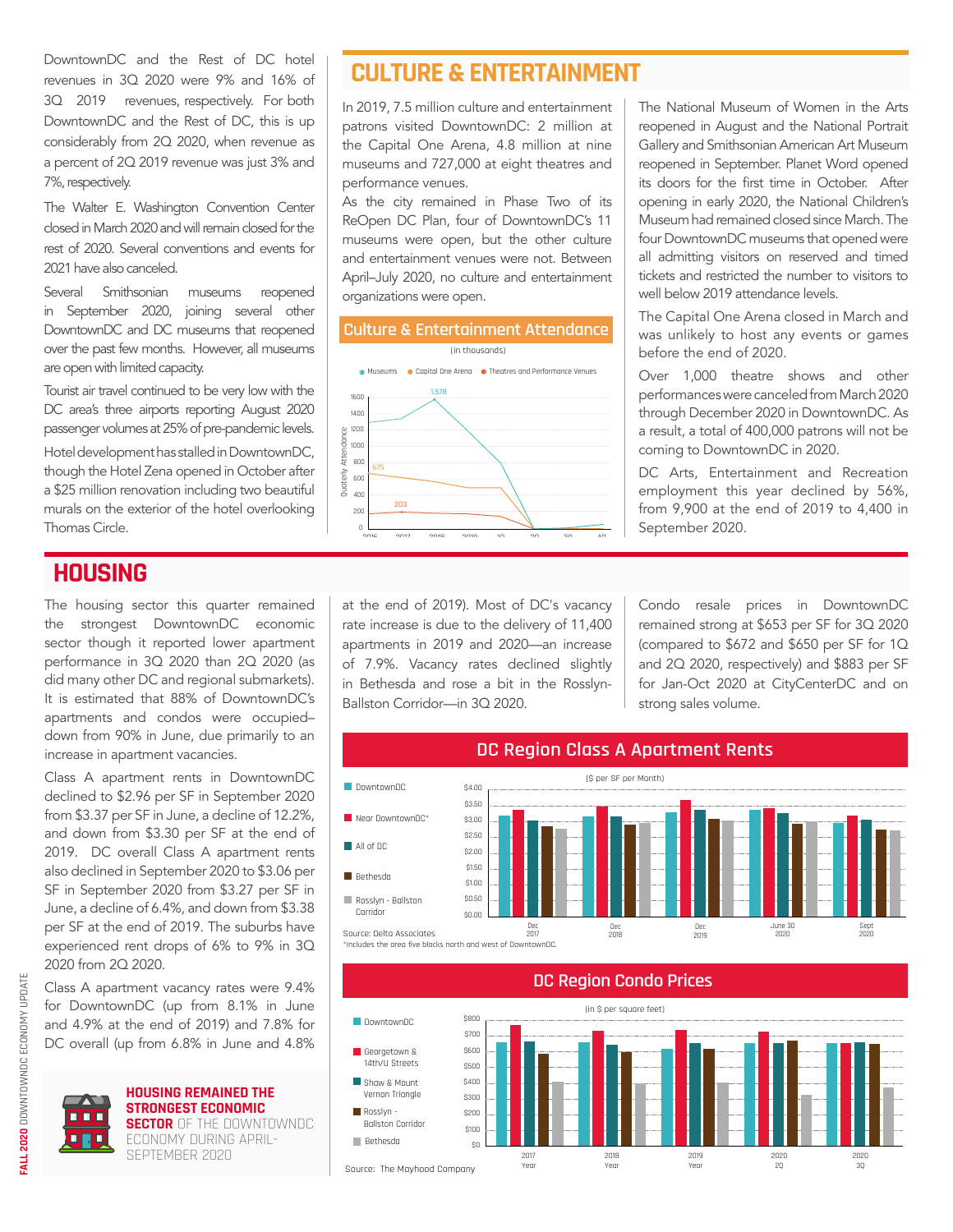DowntownDC and the Rest of DC hotel revenues in 3Q 2020 were 9% and 16% of 3Q 2019 revenues, respectively. For both DowntownDC and the Rest of DC, this is up considerably from 2Q 2020, when revenue as a percent of 2Q 2019 revenue was just 3% and 7%, respectively.

The Walter E. Washington Convention Center closed in March 2020 and will remain closed for the rest of 2020. Several conventions and events for 2021 have also canceled.

Several Smithsonian museums reopened in September 2020, joining several other DowntownDC and DC museums that reopened over the past few months. However, all museums are open with limited capacity.

Tourist air travel continued to be very low with the DC area's three airports reporting August 2020 passenger volumes at 25% of pre-pandemic levels.

Hotel development has stalled in DowntownDC, though the Hotel Zena opened in October after a $25 million renovation including two beautiful murals on the exterior of the hotel overlooking Thomas Circle.

## CULTURE & ENTERTAINMENT

In 2019, 7.5 million culture and entertainment patrons visited DowntownDC: 2 million at the Capital One Arena, 4.8 million at nine museums and 727,000 at eight theatres and performance venues.

As the city remained in Phase Two of its ReOpen DC Plan, four of DowntownDC's 11 museums were open, but the other culture and entertainment venues were not. Between April–July 2020, no culture and entertainment organizations were open.

**Culture & Entertainment Attendance**

(in thousands)

Legend: Museums, Capital One Arena, Theatres and Performance Venues

Quarterly Attendance; labeled values: 1,578 (Museums), 675 (Capital One Arena), 203 (Theatres and Performance Venues)

The National Museum of Women in the Arts reopened in August and the National Portrait Gallery and Smithsonian American Art Museum reopened in September. Planet Word opened its doors for the first time in October. After opening in early 2020, the National Children's Museum had remained closed since March. The four DowntownDC museums that opened were all admitting visitors on reserved and timed tickets and restricted the number to visitors to well below 2019 attendance levels.

The Capital One Arena closed in March and was unlikely to host any events or games before the end of 2020.

Over 1,000 theatre shows and other performances were canceled from March 2020 through December 2020 in DowntownDC. As a result, a total of 400,000 patrons will not be coming to DowntownDC in 2020.

DC Arts, Entertainment and Recreation employment this year declined by 56%, from 9,900 at the end of 2019 to 4,400 in September 2020.

## HOUSING

The housing sector this quarter remained the strongest DowntownDC economic sector though it reported lower apartment performance in 3Q 2020 than 2Q 2020 (as did many other DC and regional submarkets). It is estimated that 88% of DowntownDC's apartments and condos were occupied–down from 90% in June, due primarily to an increase in apartment vacancies.

Class A apartment rents in DowntownDC declined to $2.96 per SF in September 2020 from $3.37 per SF in June, a decline of 12.2%, and down from $3.30 per SF at the end of 2019. DC overall Class A apartment rents also declined in September 2020 to $3.06 per SF in September 2020 from $3.27 per SF in June, a decline of 6.4%, and down from $3.38 per SF at the end of 2019. The suburbs have experienced rent drops of 6% to 9% in 3Q 2020 from 2Q 2020.

Class A apartment vacancy rates were 9.4% for DowntownDC (up from 8.1% in June and 4.9% at the end of 2019) and 7.8% for DC overall (up from 6.8% in June and 4.8% at the end of 2019). Most of DC's vacancy rate increase is due to the delivery of 11,400 apartments in 2019 and 2020—an increase of 7.9%. Vacancy rates declined slightly in Bethesda and rose a bit in the Rosslyn-Ballston Corridor—in 3Q 2020.

Condo resale prices in DowntownDC remained strong at $653 per SF for 3Q 2020 (compared to $672 and $650 per SF for 1Q and 2Q 2020, respectively) and $883 per SF for Jan-Oct 2020 at CityCenterDC and on strong sales volume.

**HOUSING REMAINED THE STRONGEST ECONOMIC SECTOR** OF THE DOWNTOWNDC ECONOMY DURING APRIL-SEPTEMBER 2020

**DC Region Class A Apartment Rents**

($ per SF per Month)

Legend: DowntownDC, Near DowntownDC*, All of DC, Bethesda, Rosslyn - Ballston Corridor

Periods: Dec 2017, Dec 2018, Dec 2019, June 30 2020, Sept 2020

Source: Delta Associates

*Includes the area five blocks north and west of DowntownDC.

**DC Region Condo Prices**

(in $ per square feet)

Legend: DowntownDC, Georgetown & 14th/U Streets, Shaw & Mount Vernon Triangle, Rosslyn - Ballston Corridor, Bethesda

Periods: 2017 Year, 2018 Year, 2019 Year, 2020 2Q, 2020 3Q

Source: The Mayhood Company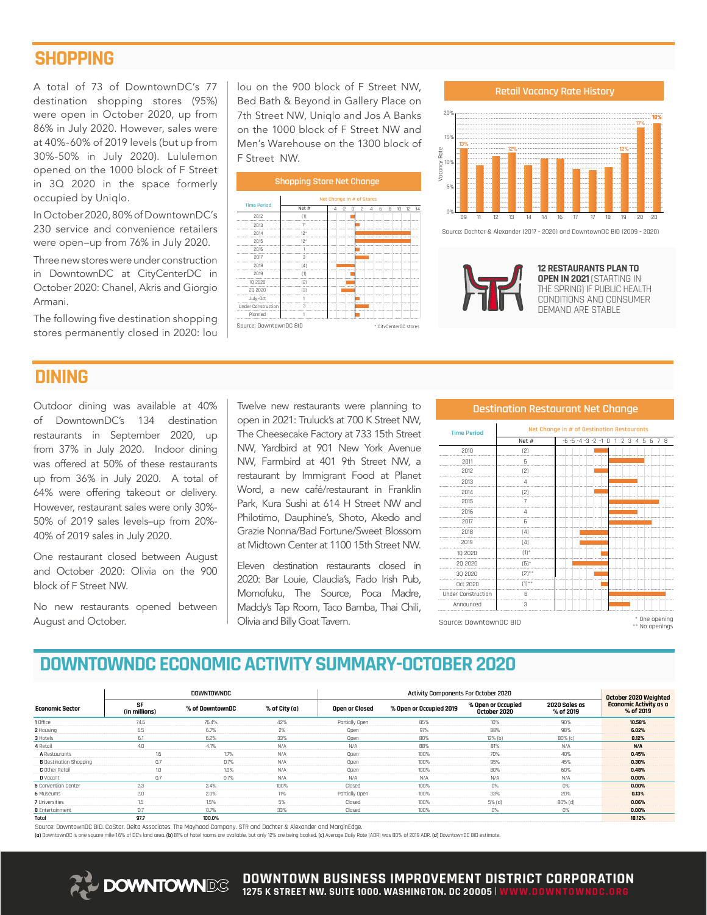## SHOPPING

A total of 73 of DowntownDC's 77 destination shopping stores (95%) were open in October 2020, up from 86% in July 2020. However, sales were at 40%-60% of 2019 levels (but up from 30%-50% in July 2020). Lululemon opened on the 1000 block of F Street in 3Q 2020 in the space formerly occupied by Uniqlo.

In October 2020, 80% of DowntownDC's 230 service and convenience retailers were open–up from 76% in July 2020.

Three new stores were under construction in DowntownDC at CityCenterDC in October 2020: Chanel, Akris and Giorgio Armani.

The following five destination shopping stores permanently closed in 2020: lou lou on the 900 block of F Street NW, Bed Bath & Beyond in Gallery Place on 7th Street NW, Uniqlo and Jos A Banks on the 1000 block of F Street NW and Men's Warehouse on the 1300 block of F Street NW.

**Shopping Store Net Change**

| Time Period | Net # |
|---|---|
| 2012 | (1) |
| 2013 | 1* |
| 2014 | 12* |
| 2015 | 12* |
| 2016 | 1 |
| 2017 | 3 |
| 2018 | (4) |
| 2019 | (1) |
| 1Q 2020 | (2) |
| 2Q 2020 | (3) |
| July-Oct | 1 |
| Under Construction | 3 |
| Planned | 1 |

Net Change in # of Stores
-4 -2 0 2 4 6 8 10 12 14

Source: DowntownDC BID

* CityCenterDC stores

**Retail Vacancy Rate History**

Vacancy Rate
20% 15% 10% 5% 0%
09 11 12 13 14 14 16 17 17 18 19 20 20
13% 12% 12% 17% 18%

Source: Dochter & Alexander (2017 - 2020) and DowntownDC BID (2009 - 2020)

**12 RESTAURANTS PLAN TO OPEN IN 2021** (STARTING IN THE SPRING) IF PUBLIC HEALTH CONDITIONS AND CONSUMER DEMAND ARE STABLE

## DINING

Outdoor dining was available at 40% of DowntownDC's 134 destination restaurants in September 2020, up from 37% in July 2020. Indoor dining was offered at 50% of these restaurants up from 36% in July 2020. A total of 64% were offering takeout or delivery. However, restaurant sales were only 30%-50% of 2019 sales levels–up from 20%-40% of 2019 sales in July 2020.

One restaurant closed between August and October 2020: Olivia on the 900 block of F Street NW.

No new restaurants opened between August and October.

Twelve new restaurants were planning to open in 2021: Truluck's at 700 K Street NW, The Cheesecake Factory at 733 15th Street NW, Yardbird at 901 New York Avenue NW, Farmbird at 401 9th Street NW, a restaurant by Immigrant Food at Planet Word, a new café/restaurant in Franklin Park, Kura Sushi at 614 H Street NW and Philotimo, Dauphine's, Shoto, Akedo and Grazie Nonna/Bad Fortune/Sweet Blossom at Midtown Center at 1100 15th Street NW.

Eleven destination restaurants closed in 2020: Bar Louie, Claudia's, Fado Irish Pub, Momofuku, The Source, Poca Madre, Maddy's Tap Room, Taco Bamba, Thai Chili, Olivia and Billy Goat Tavern.

**Destination Restaurant Net Change**

| Time Period | Net # |
|---|---|
| 2010 | (2) |
| 2011 | 5 |
| 2012 | (2) |
| 2013 | 4 |
| 2014 | (2) |
| 2015 | 7 |
| 2016 | 4 |
| 2017 | 6 |
| 2018 | (4) |
| 2019 | (4) |
| 1Q 2020 | (1)* |
| 2Q 2020 | (5)* |
| 3Q 2020 | (2)** |
| Oct 2020 | (1)** |
| Under Construction | 8 |
| Announced | 3 |

Net Change in # of Destination Restaurants
-6 -5 -4 -3 -2 -1 0 1 2 3 4 5 6 7 8

Source: DowntownDC BID

\* One opening
\*\* No openings

## DOWNTOWNDC ECONOMIC ACTIVITY SUMMARY-OCTOBER 2020

| Economic Sector | DOWNTOWNDC SF (in millions) | % of DowntownDC | % of City (a) | Activity Components For October 2020: Open or Closed | % Open or Occupied 2019 | % Open or Occupied October 2020 | 2020 Sales as % of 2019 | October 2020 Weighted Economic Activity as a % of 2019 |
|---|---|---|---|---|---|---|---|---|
| 1 Office | 74.6 | 76.4% | 42% | Partially Open | 85% | 10% | 90% | **10.58%** |
| 2 Housing | 6.5 | 6.7% | 2% | Open | 97% | 88% | 98% | **6.02%** |
| 3 Hotels | 6.1 | 6.2% | 33% | Open | 80% | 12% (b) | 80% (c) | **0.12%** |
| 4 Retail | 4.0 | 4.1% | N/A | N/A | 88% | 81% | N/A | **N/A** |
| A Restaurants | 1.6 | 1.7% | N/A | Open | 100% | 70% | 40% | **0.45%** |
| B Destination Shopping | 0.7 | 0.7% | N/A | Open | 100% | 95% | 45% | **0.30%** |
| C Other Retail | 1.0 | 1.0% | N/A | Open | 100% | 80% | 60% | **0.48%** |
| D Vacant | 0.7 | 0.7% | N/A | N/A | N/A | N/A | N/A | **0.00%** |
| 5 Convention Center | 2.3 | 2.4% | 100% | Closed | 100% | 0% | 0% | **0.00%** |
| 6 Museums | 2.0 | 2.0% | 11% | Partially Open | 100% | 33% | 20% | **0.13%** |
| 7 Universities | 1.5 | 1.5% | 5% | Closed | 100% | 5% (d) | 80% (d) | **0.06%** |
| 8 Entertainment | 0.7 | 0.7% | 33% | Closed | 100% | 0% | 0% | **0.00%** |
| **Total** | **97.7** | **100.0%** | | | | | | **18.12%** |

Source: DowntownDC BID, CoStar, Delta Associates, The Mayhood Company, STR and Dochter & Alexander and MarginEdge.

**(a)** DowntownDC is one square mile-1.6% of DC's land area. **(b)** 81% of hotel rooms are available, but only 12% are being booked. **(c)** Average Daily Rate (ADR) was 80% of 2019 ADR. **(d)** DowntownDC BID estimate.

**DOWNTOWN BUSINESS IMPROVEMENT DISTRICT CORPORATION**
**1275 K STREET NW, SUITE 1000, WASHINGTON, DC 20005 | WWW.DOWNTOWNDC.ORG**